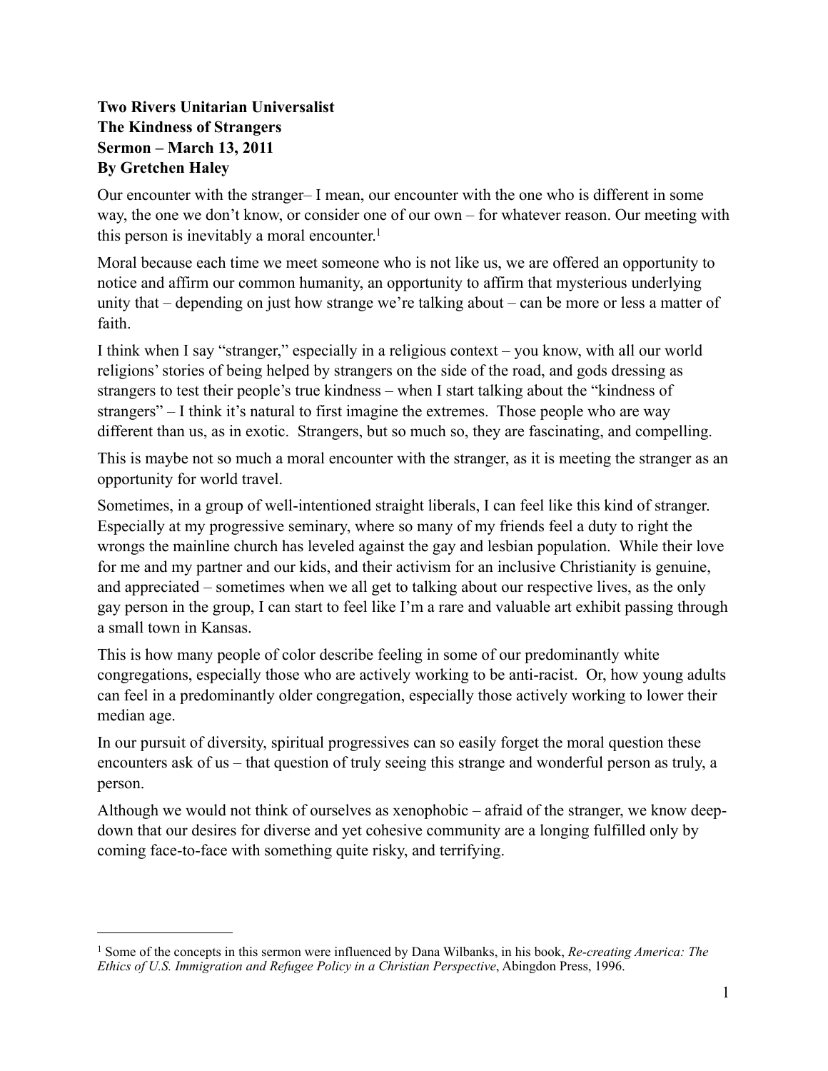**Two Rivers Unitarian Universalist**
**The Kindness of Strangers**
**Sermon – March 13, 2011**
**By Gretchen Haley**

Our encounter with the stranger– I mean, our encounter with the one who is different in some way, the one we don't know, or consider one of our own – for whatever reason. Our meeting with this person is inevitably a moral encounter.[1]

Moral because each time we meet someone who is not like us, we are offered an opportunity to notice and affirm our common humanity, an opportunity to affirm that mysterious underlying unity that – depending on just how strange we're talking about – can be more or less a matter of faith.

I think when I say "stranger," especially in a religious context – you know, with all our world religions' stories of being helped by strangers on the side of the road, and gods dressing as strangers to test their people's true kindness – when I start talking about the "kindness of strangers" – I think it's natural to first imagine the extremes. Those people who are way different than us, as in exotic. Strangers, but so much so, they are fascinating, and compelling.

This is maybe not so much a moral encounter with the stranger, as it is meeting the stranger as an opportunity for world travel.

Sometimes, in a group of well-intentioned straight liberals, I can feel like this kind of stranger. Especially at my progressive seminary, where so many of my friends feel a duty to right the wrongs the mainline church has leveled against the gay and lesbian population. While their love for me and my partner and our kids, and their activism for an inclusive Christianity is genuine, and appreciated – sometimes when we all get to talking about our respective lives, as the only gay person in the group, I can start to feel like I'm a rare and valuable art exhibit passing through a small town in Kansas.

This is how many people of color describe feeling in some of our predominantly white congregations, especially those who are actively working to be anti-racist. Or, how young adults can feel in a predominantly older congregation, especially those actively working to lower their median age.

In our pursuit of diversity, spiritual progressives can so easily forget the moral question these encounters ask of us – that question of truly seeing this strange and wonderful person as truly, a person.

Although we would not think of ourselves as xenophobic – afraid of the stranger, we know deep-down that our desires for diverse and yet cohesive community are a longing fulfilled only by coming face-to-face with something quite risky, and terrifying.

---

[1] Some of the concepts in this sermon were influenced by Dana Wilbanks, in his book, *Re-creating America: The Ethics of U.S. Immigration and Refugee Policy in a Christian Perspective*, Abingdon Press, 1996.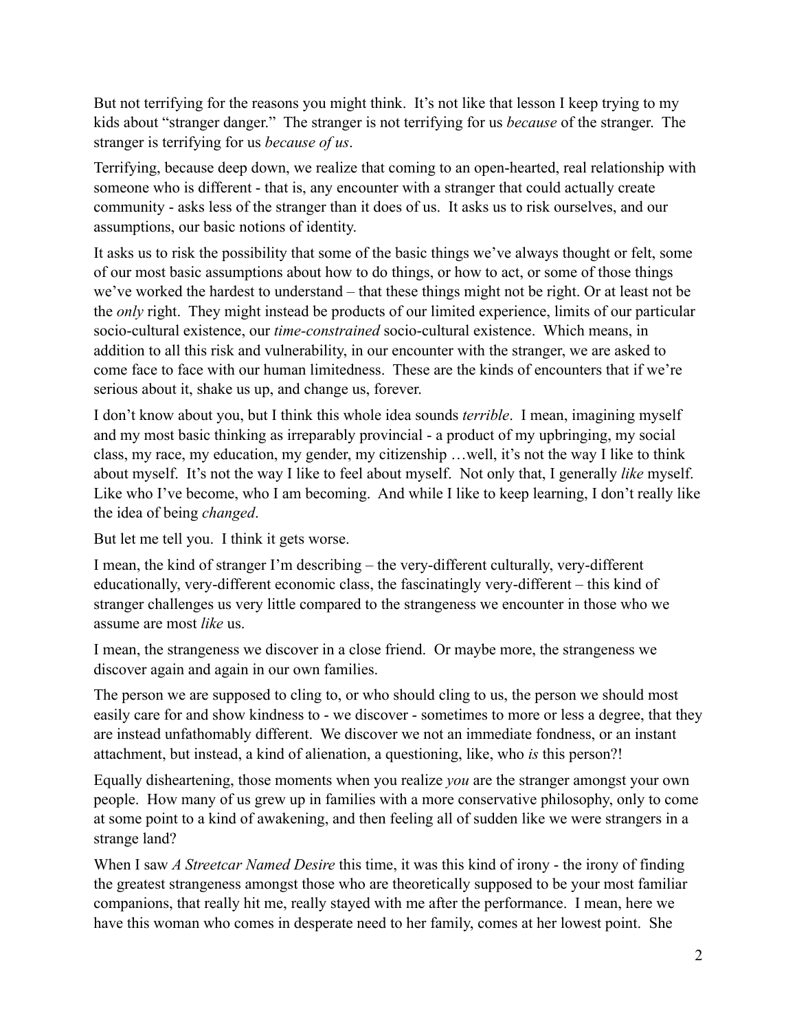But not terrifying for the reasons you might think. It's not like that lesson I keep trying to my kids about "stranger danger." The stranger is not terrifying for us *because* of the stranger. The stranger is terrifying for us *because of us*.

Terrifying, because deep down, we realize that coming to an open-hearted, real relationship with someone who is different - that is, any encounter with a stranger that could actually create community - asks less of the stranger than it does of us. It asks us to risk ourselves, and our assumptions, our basic notions of identity.

It asks us to risk the possibility that some of the basic things we've always thought or felt, some of our most basic assumptions about how to do things, or how to act, or some of those things we've worked the hardest to understand – that these things might not be right. Or at least not be the *only* right. They might instead be products of our limited experience, limits of our particular socio-cultural existence, our *time-constrained* socio-cultural existence. Which means, in addition to all this risk and vulnerability, in our encounter with the stranger, we are asked to come face to face with our human limitedness. These are the kinds of encounters that if we're serious about it, shake us up, and change us, forever.

I don't know about you, but I think this whole idea sounds *terrible*. I mean, imagining myself and my most basic thinking as irreparably provincial - a product of my upbringing, my social class, my race, my education, my gender, my citizenship …well, it's not the way I like to think about myself. It's not the way I like to feel about myself. Not only that, I generally *like* myself. Like who I've become, who I am becoming. And while I like to keep learning, I don't really like the idea of being *changed*.

But let me tell you. I think it gets worse.

I mean, the kind of stranger I'm describing – the very-different culturally, very-different educationally, very-different economic class, the fascinatingly very-different – this kind of stranger challenges us very little compared to the strangeness we encounter in those who we assume are most *like* us.

I mean, the strangeness we discover in a close friend. Or maybe more, the strangeness we discover again and again in our own families.

The person we are supposed to cling to, or who should cling to us, the person we should most easily care for and show kindness to - we discover - sometimes to more or less a degree, that they are instead unfathomably different. We discover we not an immediate fondness, or an instant attachment, but instead, a kind of alienation, a questioning, like, who *is* this person?!

Equally disheartening, those moments when you realize *you* are the stranger amongst your own people. How many of us grew up in families with a more conservative philosophy, only to come at some point to a kind of awakening, and then feeling all of sudden like we were strangers in a strange land?

When I saw *A Streetcar Named Desire* this time, it was this kind of irony - the irony of finding the greatest strangeness amongst those who are theoretically supposed to be your most familiar companions, that really hit me, really stayed with me after the performance. I mean, here we have this woman who comes in desperate need to her family, comes at her lowest point. She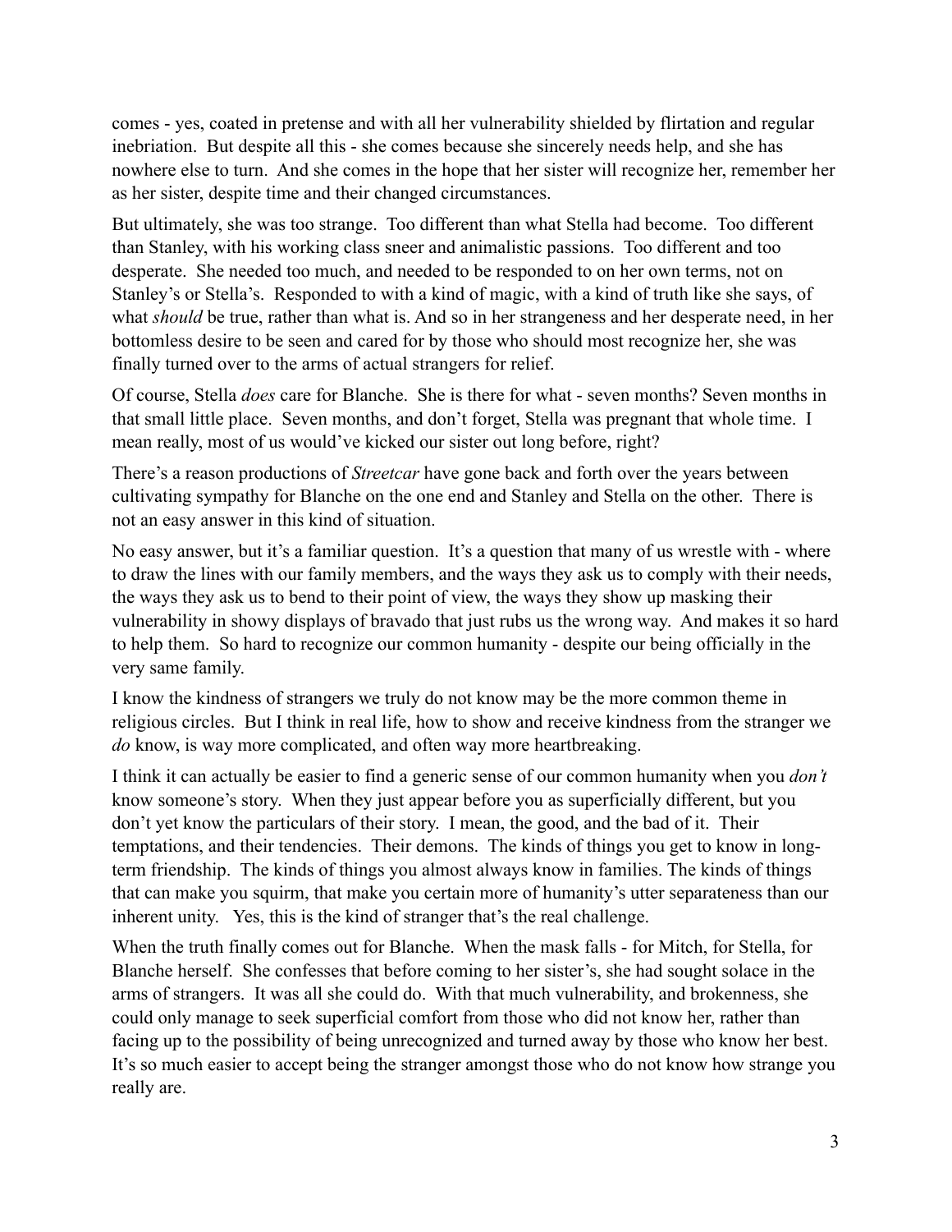comes - yes, coated in pretense and with all her vulnerability shielded by flirtation and regular inebriation. But despite all this - she comes because she sincerely needs help, and she has nowhere else to turn. And she comes in the hope that her sister will recognize her, remember her as her sister, despite time and their changed circumstances.

But ultimately, she was too strange. Too different than what Stella had become. Too different than Stanley, with his working class sneer and animalistic passions. Too different and too desperate. She needed too much, and needed to be responded to on her own terms, not on Stanley's or Stella's. Responded to with a kind of magic, with a kind of truth like she says, of what *should* be true, rather than what is. And so in her strangeness and her desperate need, in her bottomless desire to be seen and cared for by those who should most recognize her, she was finally turned over to the arms of actual strangers for relief.

Of course, Stella *does* care for Blanche. She is there for what - seven months? Seven months in that small little place. Seven months, and don't forget, Stella was pregnant that whole time. I mean really, most of us would've kicked our sister out long before, right?

There's a reason productions of *Streetcar* have gone back and forth over the years between cultivating sympathy for Blanche on the one end and Stanley and Stella on the other. There is not an easy answer in this kind of situation.

No easy answer, but it's a familiar question. It's a question that many of us wrestle with - where to draw the lines with our family members, and the ways they ask us to comply with their needs, the ways they ask us to bend to their point of view, the ways they show up masking their vulnerability in showy displays of bravado that just rubs us the wrong way. And makes it so hard to help them. So hard to recognize our common humanity - despite our being officially in the very same family.

I know the kindness of strangers we truly do not know may be the more common theme in religious circles. But I think in real life, how to show and receive kindness from the stranger we *do* know, is way more complicated, and often way more heartbreaking.

I think it can actually be easier to find a generic sense of our common humanity when you *don't* know someone's story. When they just appear before you as superficially different, but you don't yet know the particulars of their story. I mean, the good, and the bad of it. Their temptations, and their tendencies. Their demons. The kinds of things you get to know in long-term friendship. The kinds of things you almost always know in families. The kinds of things that can make you squirm, that make you certain more of humanity's utter separateness than our inherent unity. Yes, this is the kind of stranger that's the real challenge.

When the truth finally comes out for Blanche. When the mask falls - for Mitch, for Stella, for Blanche herself. She confesses that before coming to her sister's, she had sought solace in the arms of strangers. It was all she could do. With that much vulnerability, and brokenness, she could only manage to seek superficial comfort from those who did not know her, rather than facing up to the possibility of being unrecognized and turned away by those who know her best. It's so much easier to accept being the stranger amongst those who do not know how strange you really are.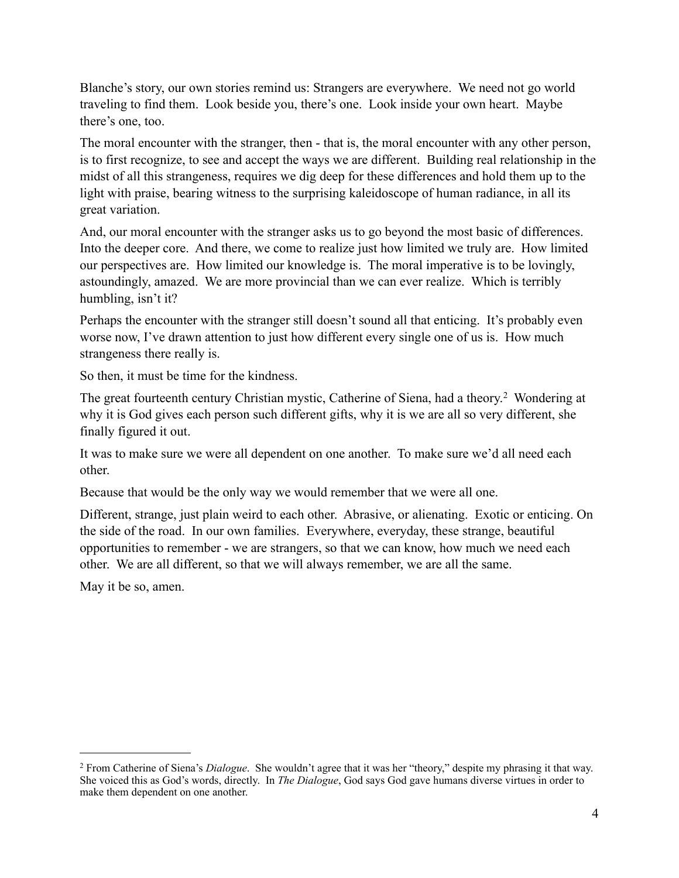Blanche's story, our own stories remind us: Strangers are everywhere. We need not go world traveling to find them. Look beside you, there's one. Look inside your own heart. Maybe there's one, too.

The moral encounter with the stranger, then - that is, the moral encounter with any other person, is to first recognize, to see and accept the ways we are different. Building real relationship in the midst of all this strangeness, requires we dig deep for these differences and hold them up to the light with praise, bearing witness to the surprising kaleidoscope of human radiance, in all its great variation.

And, our moral encounter with the stranger asks us to go beyond the most basic of differences. Into the deeper core. And there, we come to realize just how limited we truly are. How limited our perspectives are. How limited our knowledge is. The moral imperative is to be lovingly, astoundingly, amazed. We are more provincial than we can ever realize. Which is terribly humbling, isn't it?

Perhaps the encounter with the stranger still doesn't sound all that enticing. It's probably even worse now, I've drawn attention to just how different every single one of us is. How much strangeness there really is.

So then, it must be time for the kindness.

The great fourteenth century Christian mystic, Catherine of Siena, had a theory.[2] Wondering at why it is God gives each person such different gifts, why it is we are all so very different, she finally figured it out.

It was to make sure we were all dependent on one another. To make sure we'd all need each other.

Because that would be the only way we would remember that we were all one.

Different, strange, just plain weird to each other. Abrasive, or alienating. Exotic or enticing. On the side of the road. In our own families. Everywhere, everyday, these strange, beautiful opportunities to remember - we are strangers, so that we can know, how much we need each other. We are all different, so that we will always remember, we are all the same.

May it be so, amen.

---

[2] From Catherine of Siena's *Dialogue*. She wouldn't agree that it was her "theory," despite my phrasing it that way. She voiced this as God's words, directly. In *The Dialogue*, God says God gave humans diverse virtues in order to make them dependent on one another.